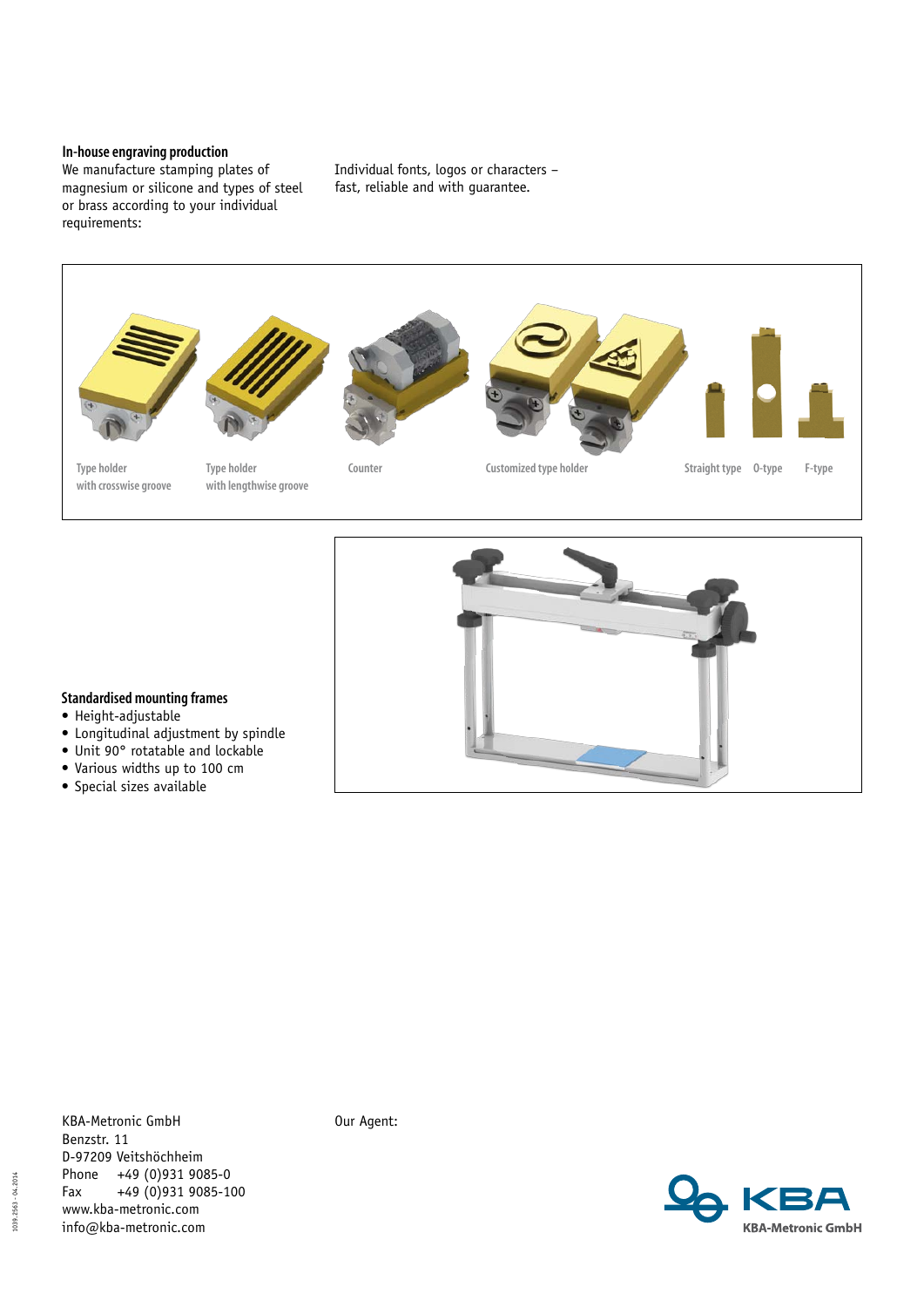## In-house engraving production

We manufacture stamping plates of magnesium or silicone and types of steel or brass according to your individual requirements:

Individual fonts, logos or characters – fast, reliable and with guarantee.

Type holder with crosswise groove

Type holder with lengthwise groove

Counter

Customized type holder

Straight type

O-type

F-type

## Standardised mounting frames

- Height-adjustable
- Longitudinal adjustment by spindle
- Unit 90° rotatable and lockable
- Various widths up to 100 cm
- Special sizes available

KBA-Metronic GmbH
Benzstr. 11
D-97209 Veitshöchheim
Phone +49 (0)931 9085-0
Fax +49 (0)931 9085-100
www.kba-metronic.com
info@kba-metronic.com

Our Agent:

KBA
KBA-Metronic GmbH

1039.2563 - 04.2014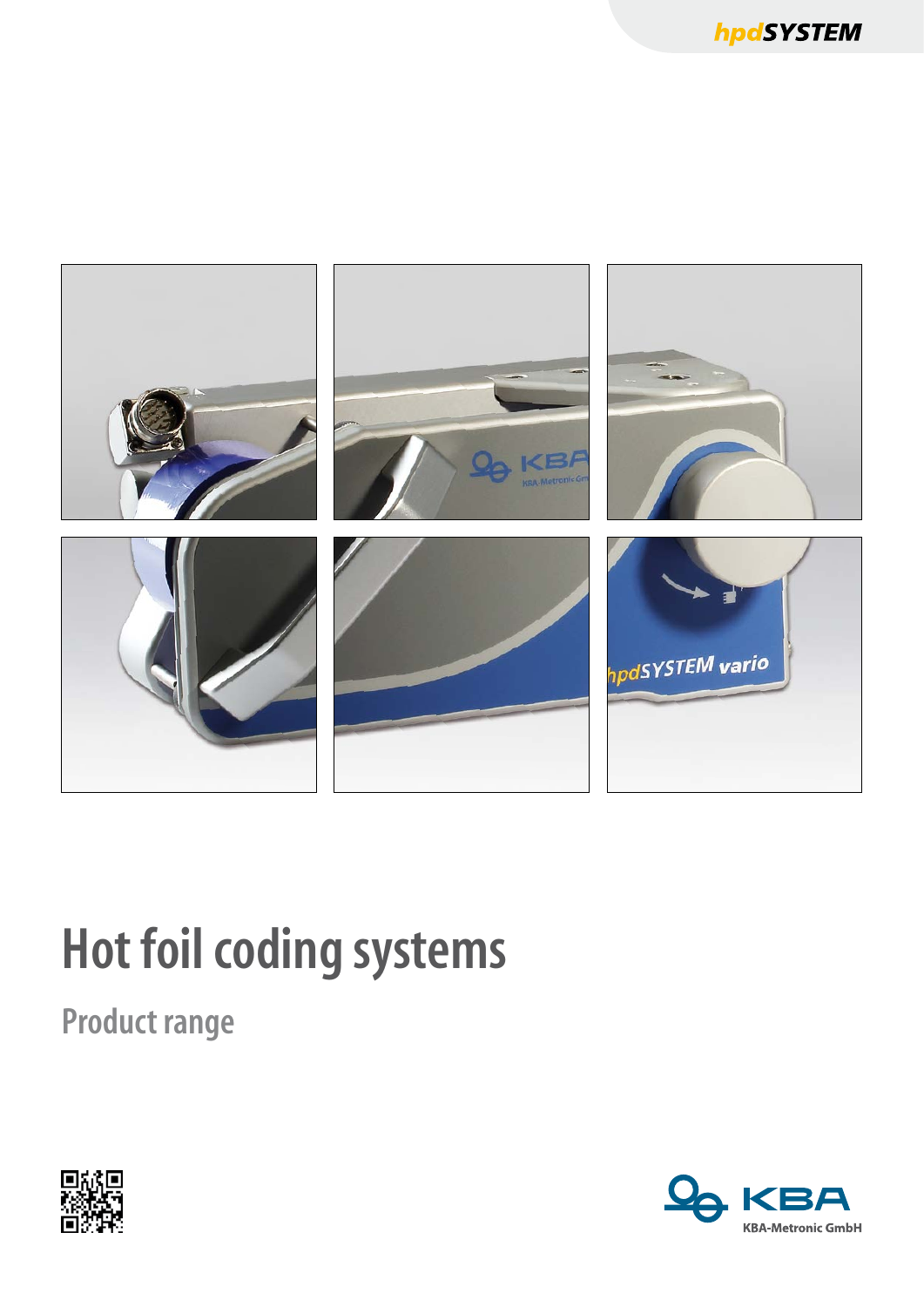hpdSYSTEM

# Hot foil coding systems

## Product range

KBA-Metronic GmbH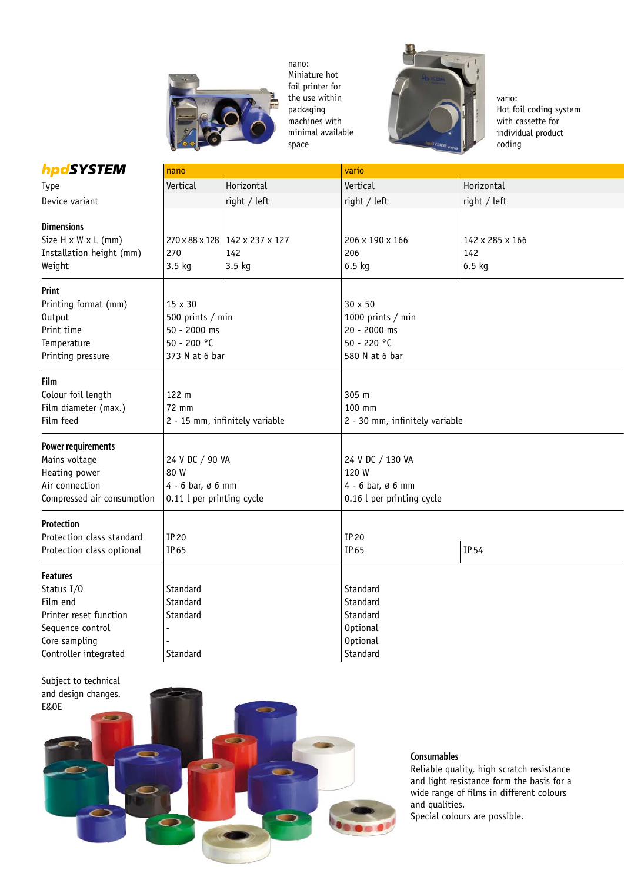nano:
Miniature hot foil printer for the use within packaging machines with minimal available space

vario:
Hot foil coding system with cassette for individual product coding

| **hpdSYSTEM** | nano | | vario | |
|---|---|---|---|---|
| Type | Vertical | Horizontal | Vertical | Horizontal |
| Device variant | | right / left | right / left | right / left |
| **Dimensions** | | | | |
| Size H x W x L (mm) | 270 x 88 x 128 | 142 x 237 x 127 | 206 x 190 x 166 | 142 x 285 x 166 |
| Installation height (mm) | 270 | 142 | 206 | 142 |
| Weight | 3.5 kg | 3.5 kg | 6.5 kg | 6.5 kg |
| **Print** | | | | |
| Printing format (mm) | 15 x 30 | | 30 x 50 | |
| Output | 500 prints / min | | 1000 prints / min | |
| Print time | 50 - 2000 ms | | 20 - 2000 ms | |
| Temperature | 50 - 200 °C | | 50 - 220 °C | |
| Printing pressure | 373 N at 6 bar | | 580 N at 6 bar | |
| **Film** | | | | |
| Colour foil length | 122 m | | 305 m | |
| Film diameter (max.) | 72 mm | | 100 mm | |
| Film feed | 2 - 15 mm, infinitely variable | | 2 - 30 mm, infinitely variable | |
| **Power requirements** | | | | |
| Mains voltage | 24 V DC / 90 VA | | 24 V DC / 130 VA | |
| Heating power | 80 W | | 120 W | |
| Air connection | 4 - 6 bar, ø 6 mm | | 4 - 6 bar, ø 6 mm | |
| Compressed air consumption | 0.11 l per printing cycle | | 0.16 l per printing cycle | |
| **Protection** | | | | |
| Protection class standard | IP20 | | IP20 | |
| Protection class optional | IP65 | | IP65 | IP54 |
| **Features** | | | | |
| Status I/0 | Standard | | Standard | |
| Film end | Standard | | Standard | |
| Printer reset function | Standard | | Standard | |
| Sequence control | - | | Optional | |
| Core sampling | - | | Optional | |
| Controller integrated | Standard | | Standard | |

Subject to technical and design changes.
E&OE

**Consumables**

Reliable quality, high scratch resistance and light resistance form the basis for a wide range of films in different colours and qualities.
Special colours are possible.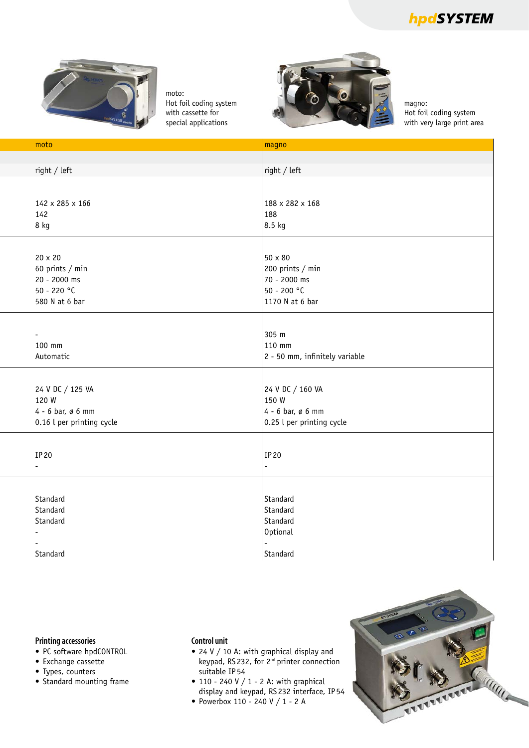moto:
Hot foil coding system with cassette for special applications

magno:
Hot foil coding system with very large print area

| moto | magno |
|---|---|
| | |
| right / left | right / left |
| | |
| 142 x 285 x 166 | 188 x 282 x 168 |
| 142 | 188 |
| 8 kg | 8.5 kg |
| | |
| 20 x 20 | 50 x 80 |
| 60 prints / min | 200 prints / min |
| 20 - 2000 ms | 70 - 2000 ms |
| 50 - 220 °C | 50 - 200 °C |
| 580 N at 6 bar | 1170 N at 6 bar |
| | |
| - | 305 m |
| 100 mm | 110 mm |
| Automatic | 2 - 50 mm, infinitely variable |
| | |
| 24 V DC / 125 VA | 24 V DC / 160 VA |
| 120 W | 150 W |
| 4 - 6 bar, ø 6 mm | 4 - 6 bar, ø 6 mm |
| 0.16 l per printing cycle | 0.25 l per printing cycle |
| | |
| IP 20 | IP 20 |
| - | - |
| | |
| Standard | Standard |
| Standard | Standard |
| Standard | Standard |
| - | Optional |
| - | - |
| Standard | Standard |

**Printing accessories**

- PC software hpdCONTROL
- Exchange cassette
- Types, counters
- Standard mounting frame

**Control unit**

- 24 V / 10 A: with graphical display and keypad, RS 232, for 2nd printer connection suitable IP 54
- 110 - 240 V / 1 - 2 A: with graphical display and keypad, RS 232 interface, IP 54
- Powerbox 110 - 240 V / 1 - 2 A